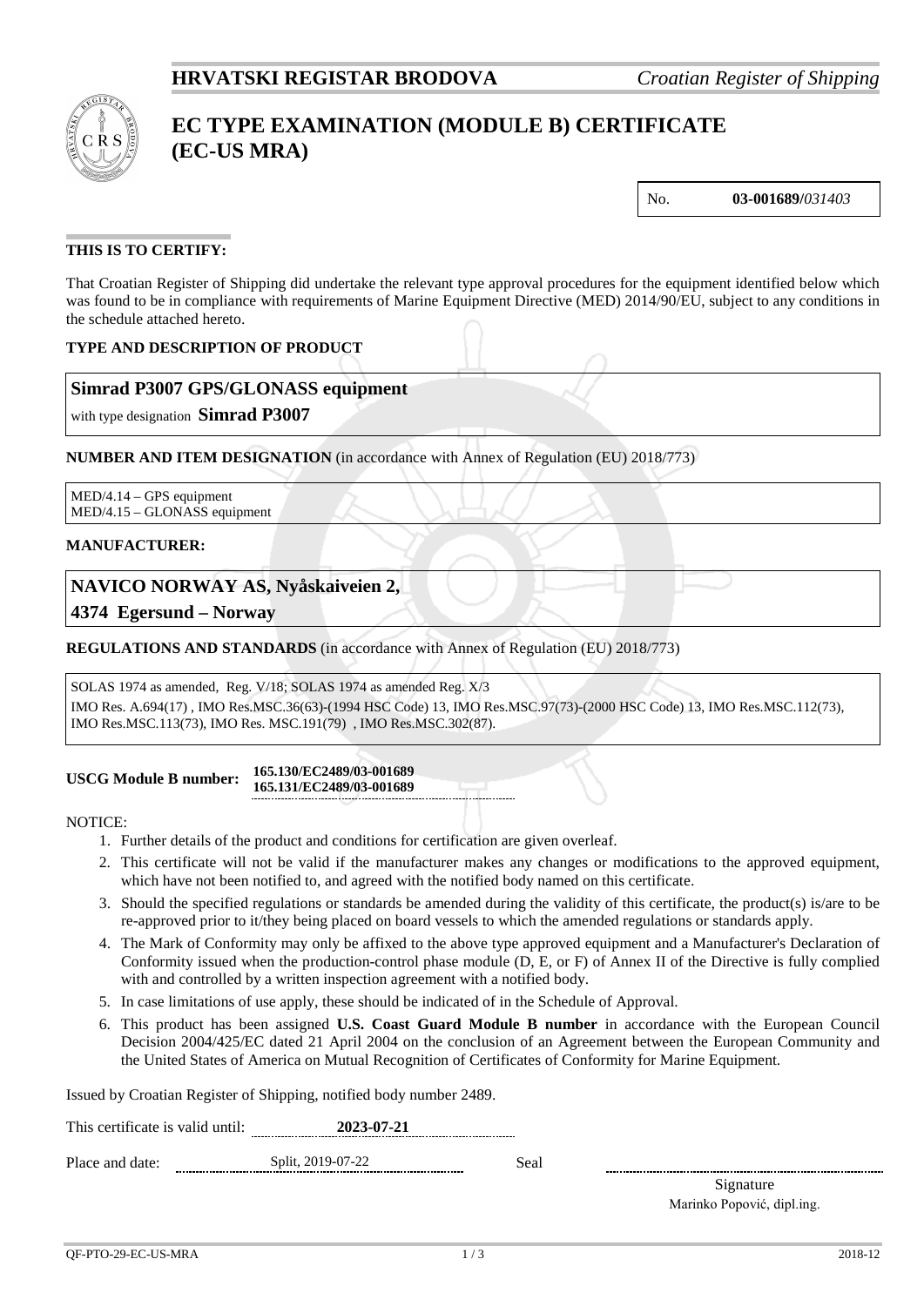**HRVATSKI REGISTAR BRODOVA** *Croatian Register of Shipping*

# EC TYPE EXAMINATION (MODULE B) CERTIFICATE (EC-US MRA)

No. **03-001689/***031403*

**THIS IS TO CERTIFY:**

That Croatian Register of Shipping did undertake the relevant type approval procedures for the equipment identified below which was found to be in compliance with requirements of Marine Equipment Directive (MED) 2014/90/EU, subject to any conditions in the schedule attached hereto.

**TYPE AND DESCRIPTION OF PRODUCT**

**Simrad P3007 GPS/GLONASS equipment**

with type designation **Simrad P3007**

**NUMBER AND ITEM DESIGNATION** (in accordance with Annex of Regulation (EU) 2018/773)

MED/4.14 – GPS equipment
MED/4.15 – GLONASS equipment

**MANUFACTURER:**

**NAVICO NORWAY AS, Nyåskaiveien 2,**
**4374 Egersund – Norway**

**REGULATIONS AND STANDARDS** (in accordance with Annex of Regulation (EU) 2018/773)

SOLAS 1974 as amended, Reg. V/18; SOLAS 1974 as amended Reg. X/3
IMO Res. A.694(17) , IMO Res.MSC.36(63)-(1994 HSC Code) 13, IMO Res.MSC.97(73)-(2000 HSC Code) 13, IMO Res.MSC.112(73), IMO Res.MSC.113(73), IMO Res. MSC.191(79) , IMO Res.MSC.302(87).

**USCG Module B number:** **165.130/EC2489/03-001689**
**165.131/EC2489/03-001689**

NOTICE:

1. Further details of the product and conditions for certification are given overleaf.
2. This certificate will not be valid if the manufacturer makes any changes or modifications to the approved equipment, which have not been notified to, and agreed with the notified body named on this certificate.
3. Should the specified regulations or standards be amended during the validity of this certificate, the product(s) is/are to be re-approved prior to it/they being placed on board vessels to which the amended regulations or standards apply.
4. The Mark of Conformity may only be affixed to the above type approved equipment and a Manufacturer's Declaration of Conformity issued when the production-control phase module (D, E, or F) of Annex II of the Directive is fully complied with and controlled by a written inspection agreement with a notified body.
5. In case limitations of use apply, these should be indicated of in the Schedule of Approval.
6. This product has been assigned **U.S. Coast Guard Module B number** in accordance with the European Council Decision 2004/425/EC dated 21 April 2004 on the conclusion of an Agreement between the European Community and the United States of America on Mutual Recognition of Certificates of Conformity for Marine Equipment.

Issued by Croatian Register of Shipping, notified body number 2489.

This certificate is valid until: **2023-07-21**

Place and date: Split, 2019-07-22

Seal

Signature
Marinko Popović, dipl.ing.

QF-PTO-29-EC-US-MRA 2018-12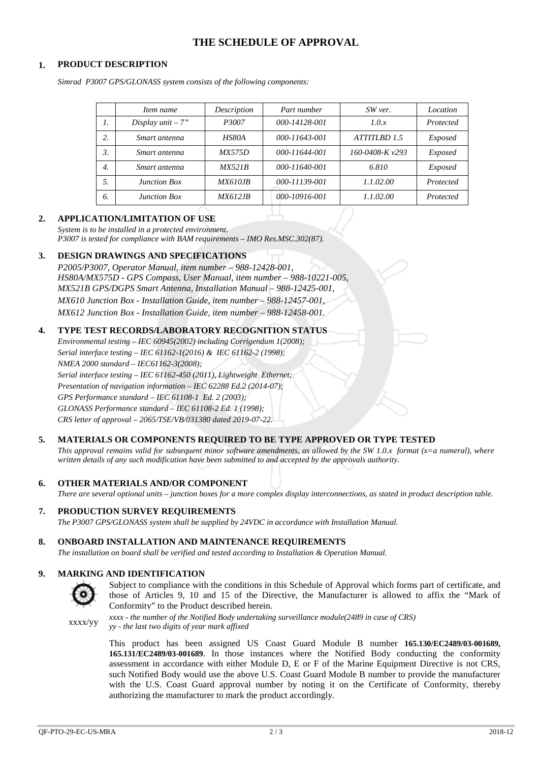# THE SCHEDULE OF APPROVAL

## 1. PRODUCT DESCRIPTION

*Simrad P3007 GPS/GLONASS system consists of the following components:*

| | *Item name* | *Description* | *Part number* | *SW ver.* | *Location* |
|---|---|---|---|---|---|
| *1.* | *Display unit – 7"* | *P3007* | *000-14128-001* | *1.0.x* | *Protected* |
| *2.* | *Smart antenna* | *HS80A* | *000-11643-001* | *ATTITLBD 1.5* | *Exposed* |
| *3.* | *Smart antenna* | *MX575D* | *000-11644-001* | *160-0408-K v293* | *Exposed* |
| *4.* | *Smart antenna* | *MX521B* | *000-11640-001* | *6.810* | *Exposed* |
| *5.* | *Junction Box* | *MX610JB* | *000-11139-001* | *1.1.02.00* | *Protected* |
| *6.* | *Junction Box* | *MX612JB* | *000-10916-001* | *1.1.02.00* | *Protected* |

## 2. APPLICATION/LIMITATION OF USE

*System is to be installed in a protected environment.*
*P3007 is tested for compliance with BAM requirements – IMO Res.MSC.302(87).*

## 3. DESIGN DRAWINGS AND SPECIFICATIONS

*P2005/P3007, Operator Manual, item number – 988-12428-001,*
*HS80A/MX575D - GPS Compass, User Manual, item number – 988-10221-005,*
*MX521B GPS/DGPS Smart Antenna, Installation Manual – 988-12425-001,*
*MX610 Junction Box - Installation Guide, item number – 988-12457-001,*
*MX612 Junction Box - Installation Guide, item number – 988-12458-001.*

## 4. TYPE TEST RECORDS/LABORATORY RECOGNITION STATUS

*Environmental testing – IEC 60945(2002) including Corrigendum 1(2008);*
*Serial interface testing – IEC 61162-1(2016) & IEC 61162-2 (1998);*
*NMEA 2000 standard – IEC61162-3(2008);*
*Serial interface testing – IEC 61162-450 (2011), Lightweight Ethernet;*
*Presentation of navigation information – IEC 62288 Ed.2 (2014-07);*
*GPS Performance standard – IEC 61108-1 Ed. 2 (2003);*
*GLONASS Performance standard – IEC 61108-2 Ed. 1 (1998);*
*CRS letter of approval – 2065/TSE/VB/031380 dated 2019-07-22.*

## 5. MATERIALS OR COMPONENTS REQUIRED TO BE TYPE APPROVED OR TYPE TESTED

*This approval remains valid for subsequent minor software amendments, as allowed by the SW 1.0.x format (x=a numeral), where written details of any such modification have been submitted to and accepted by the approvals authority.*

## 6. OTHER MATERIALS AND/OR COMPONENT

*There are several optional units – junction boxes for a more complex display interconnections, as stated in product description table.*

## 7. PRODUCTION SURVEY REQUIREMENTS

*The P3007 GPS/GLONASS system shall be supplied by 24VDC in accordance with Installation Manual.*

## 8. ONBOARD INSTALLATION AND MAINTENANCE REQUIREMENTS

*The installation on board shall be verified and tested according to Installation & Operation Manual.*

## 9. MARKING AND IDENTIFICATION

Subject to compliance with the conditions in this Schedule of Approval which forms part of certificate, and those of Articles 9, 10 and 15 of the Directive, the Manufacturer is allowed to affix the "Mark of Conformity" to the Product described herein.

xxxx/yy

*xxxx - the number of the Notified Body undertaking surveillance module(2489 in case of CRS)*
*yy - the last two digits of year mark affixed*

This product has been assigned US Coast Guard Module B number **165.130/EC2489/03-001689, 165.131/EC2489/03-001689**. In those instances where the Notified Body conducting the conformity assessment in accordance with either Module D, E or F of the Marine Equipment Directive is not CRS, such Notified Body would use the above U.S. Coast Guard Module B number to provide the manufacturer with the U.S. Coast Guard approval number by noting it on the Certificate of Conformity, thereby authorizing the manufacturer to mark the product accordingly.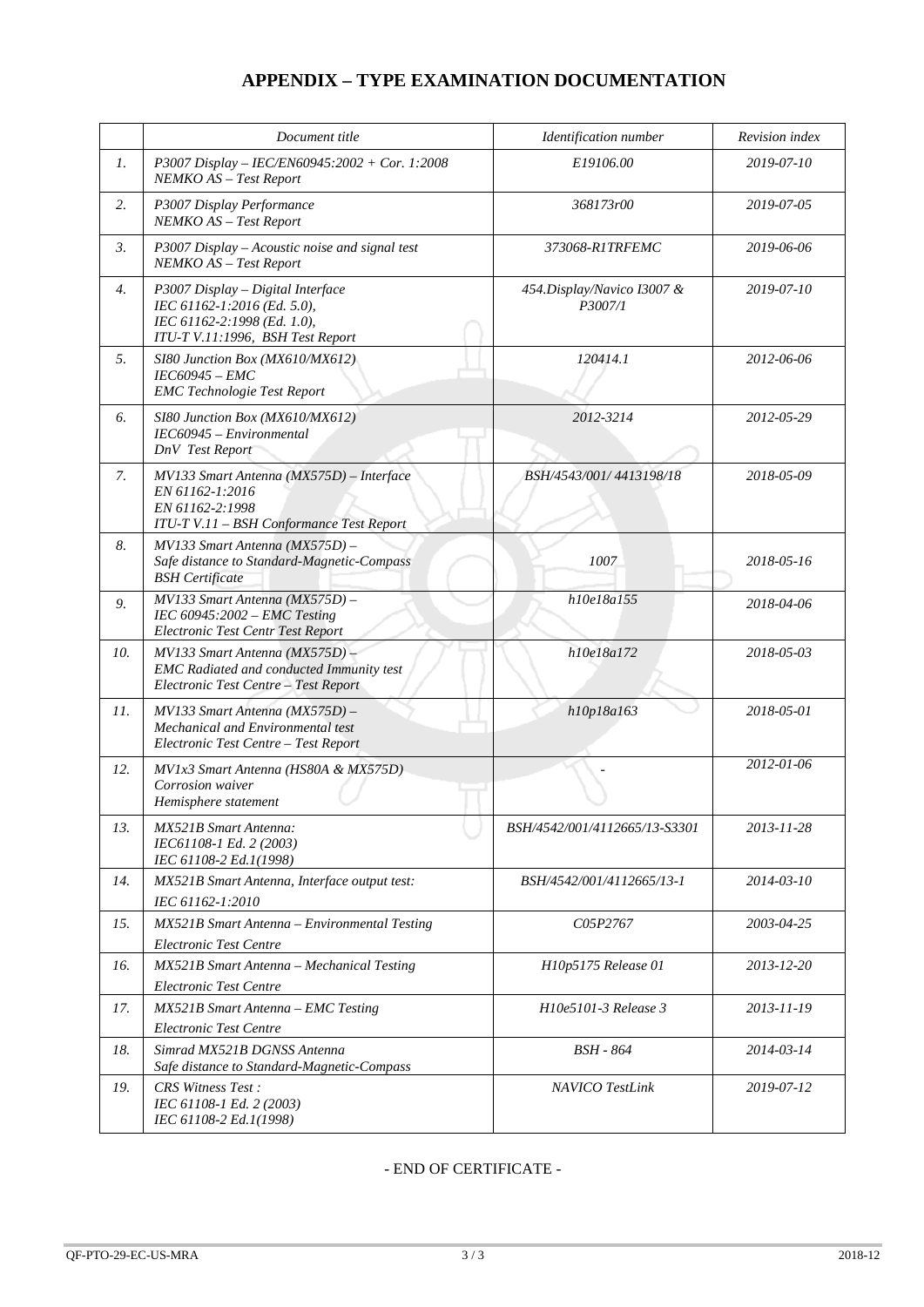# APPENDIX – TYPE EXAMINATION DOCUMENTATION

| | Document title | Identification number | Revision index |
|---|---|---|---|
| 1. | P3007 Display – IEC/EN60945:2002 + Cor. 1:2008<br>NEMKO AS – Test Report | E19106.00 | 2019-07-10 |
| 2. | P3007 Display Performance<br>NEMKO AS – Test Report | 368173r00 | 2019-07-05 |
| 3. | P3007 Display – Acoustic noise and signal test<br>NEMKO AS – Test Report | 373068-R1TRFEMC | 2019-06-06 |
| 4. | P3007 Display – Digital Interface<br>IEC 61162-1:2016 (Ed. 5.0),<br>IEC 61162-2:1998 (Ed. 1.0),<br>ITU-T V.11:1996, BSH Test Report | 454.Display/Navico I3007 & P3007/1 | 2019-07-10 |
| 5. | SI80 Junction Box (MX610/MX612)<br>IEC60945 – EMC<br>EMC Technologie Test Report | 120414.1 | 2012-06-06 |
| 6. | SI80 Junction Box (MX610/MX612)<br>IEC60945 – Environmental<br>DnV Test Report | 2012-3214 | 2012-05-29 |
| 7. | MV133 Smart Antenna (MX575D) – Interface<br>EN 61162-1:2016<br>EN 61162-2:1998<br>ITU-T V.11 – BSH Conformance Test Report | BSH/4543/001/ 4413198/18 | 2018-05-09 |
| 8. | MV133 Smart Antenna (MX575D) –<br>Safe distance to Standard-Magnetic-Compass<br>BSH Certificate | 1007 | 2018-05-16 |
| 9. | MV133 Smart Antenna (MX575D) –<br>IEC 60945:2002 – EMC Testing<br>Electronic Test Centr Test Report | h10e18a155 | 2018-04-06 |
| 10. | MV133 Smart Antenna (MX575D) –<br>EMC Radiated and conducted Immunity test<br>Electronic Test Centre – Test Report | h10e18a172 | 2018-05-03 |
| 11. | MV133 Smart Antenna (MX575D) –<br>Mechanical and Environmental test<br>Electronic Test Centre – Test Report | h10p18a163 | 2018-05-01 |
| 12. | MV1x3 Smart Antenna (HS80A & MX575D)<br>Corrosion waiver<br>Hemisphere statement | - | 2012-01-06 |
| 13. | MX521B Smart Antenna:<br>IEC61108-1 Ed. 2 (2003)<br>IEC 61108-2 Ed.1(1998) | BSH/4542/001/4112665/13-S3301 | 2013-11-28 |
| 14. | MX521B Smart Antenna, Interface output test:<br>IEC 61162-1:2010 | BSH/4542/001/4112665/13-1 | 2014-03-10 |
| 15. | MX521B Smart Antenna – Environmental Testing<br>Electronic Test Centre | C05P2767 | 2003-04-25 |
| 16. | MX521B Smart Antenna – Mechanical Testing<br>Electronic Test Centre | H10p5175 Release 01 | 2013-12-20 |
| 17. | MX521B Smart Antenna – EMC Testing<br>Electronic Test Centre | H10e5101-3 Release 3 | 2013-11-19 |
| 18. | Simrad MX521B DGNSS Antenna<br>Safe distance to Standard-Magnetic-Compass | BSH - 864 | 2014-03-14 |
| 19. | CRS Witness Test :<br>IEC 61108-1 Ed. 2 (2003)<br>IEC 61108-2 Ed.1(1998) | NAVICO TestLink | 2019-07-12 |

- END OF CERTIFICATE -

QF-PTO-29-EC-US-MRA 2018-12